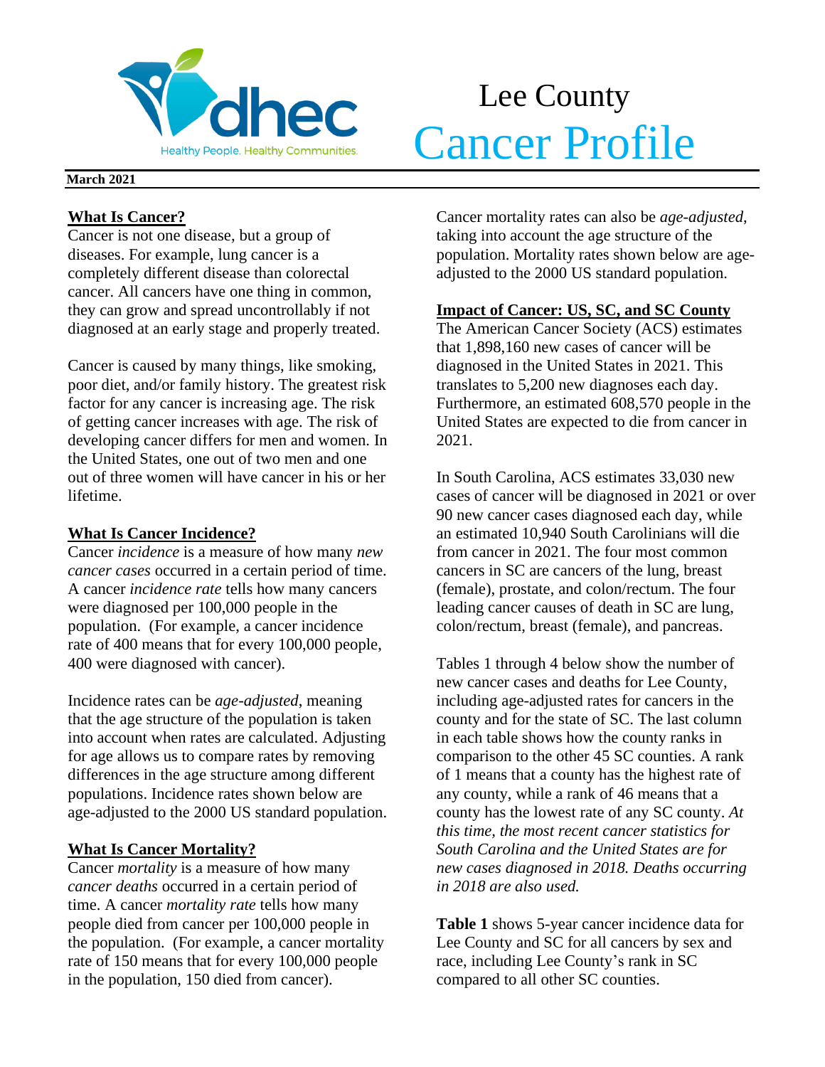# Lee County Cancer Profile

**March 2021**

## What Is Cancer?

Cancer is not one disease, but a group of diseases. For example, lung cancer is a completely different disease than colorectal cancer. All cancers have one thing in common, they can grow and spread uncontrollably if not diagnosed at an early stage and properly treated.

Cancer is caused by many things, like smoking, poor diet, and/or family history. The greatest risk factor for any cancer is increasing age. The risk of getting cancer increases with age. The risk of developing cancer differs for men and women. In the United States, one out of two men and one out of three women will have cancer in his or her lifetime.

## What Is Cancer Incidence?

Cancer *incidence* is a measure of how many *new cancer cases* occurred in a certain period of time. A cancer *incidence rate* tells how many cancers were diagnosed per 100,000 people in the population. (For example, a cancer incidence rate of 400 means that for every 100,000 people, 400 were diagnosed with cancer).

Incidence rates can be *age-adjusted*, meaning that the age structure of the population is taken into account when rates are calculated. Adjusting for age allows us to compare rates by removing differences in the age structure among different populations. Incidence rates shown below are age-adjusted to the 2000 US standard population.

## What Is Cancer Mortality?

Cancer *mortality* is a measure of how many *cancer deaths* occurred in a certain period of time. A cancer *mortality rate* tells how many people died from cancer per 100,000 people in the population. (For example, a cancer mortality rate of 150 means that for every 100,000 people in the population, 150 died from cancer).

Cancer mortality rates can also be *age-adjusted*, taking into account the age structure of the population. Mortality rates shown below are age-adjusted to the 2000 US standard population.

## Impact of Cancer: US, SC, and SC County

The American Cancer Society (ACS) estimates that 1,898,160 new cases of cancer will be diagnosed in the United States in 2021. This translates to 5,200 new diagnoses each day. Furthermore, an estimated 608,570 people in the United States are expected to die from cancer in 2021.

In South Carolina, ACS estimates 33,030 new cases of cancer will be diagnosed in 2021 or over 90 new cancer cases diagnosed each day, while an estimated 10,940 South Carolinians will die from cancer in 2021. The four most common cancers in SC are cancers of the lung, breast (female), prostate, and colon/rectum. The four leading cancer causes of death in SC are lung, colon/rectum, breast (female), and pancreas.

Tables 1 through 4 below show the number of new cancer cases and deaths for Lee County, including age-adjusted rates for cancers in the county and for the state of SC. The last column in each table shows how the county ranks in comparison to the other 45 SC counties. A rank of 1 means that a county has the highest rate of any county, while a rank of 46 means that a county has the lowest rate of any SC county. *At this time, the most recent cancer statistics for South Carolina and the United States are for new cases diagnosed in 2018. Deaths occurring in 2018 are also used.*

**Table 1** shows 5-year cancer incidence data for Lee County and SC for all cancers by sex and race, including Lee County's rank in SC compared to all other SC counties.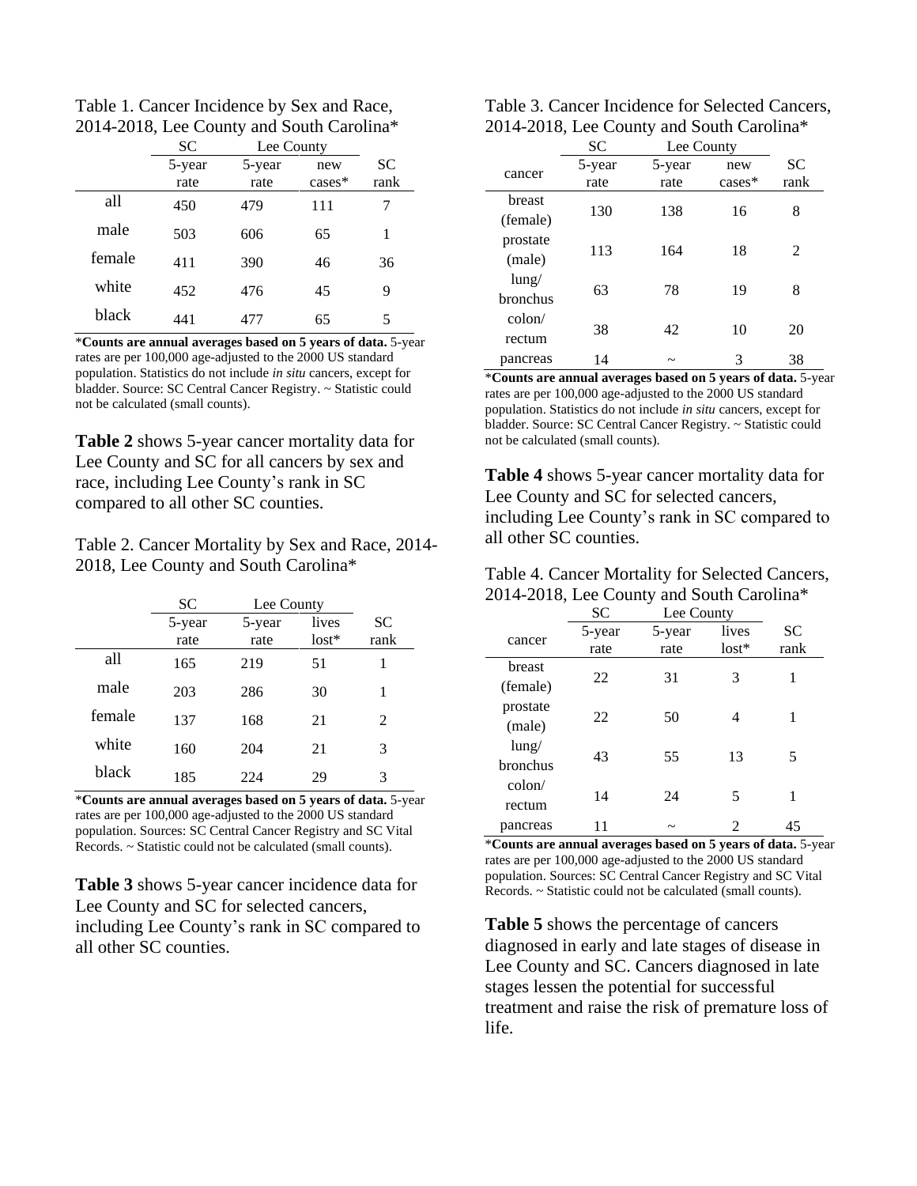Table 1. Cancer Incidence by Sex and Race, 2014-2018, Lee County and South Carolina*

| | SC | Lee County | | |
|---|---|---|---|---|
| | 5-year rate | 5-year rate | new cases* | SC rank |
| all | 450 | 479 | 111 | 7 |
| male | 503 | 606 | 65 | 1 |
| female | 411 | 390 | 46 | 36 |
| white | 452 | 476 | 45 | 9 |
| black | 441 | 477 | 65 | 5 |

\***Counts are annual averages based on 5 years of data.** 5-year rates are per 100,000 age-adjusted to the 2000 US standard population. Statistics do not include *in situ* cancers, except for bladder. Source: SC Central Cancer Registry. ~ Statistic could not be calculated (small counts).

**Table 2** shows 5-year cancer mortality data for Lee County and SC for all cancers by sex and race, including Lee County's rank in SC compared to all other SC counties.

Table 2. Cancer Mortality by Sex and Race, 2014-2018, Lee County and South Carolina*

| | SC | Lee County | | |
|---|---|---|---|---|
| | 5-year rate | 5-year rate | lives lost* | SC rank |
| all | 165 | 219 | 51 | 1 |
| male | 203 | 286 | 30 | 1 |
| female | 137 | 168 | 21 | 2 |
| white | 160 | 204 | 21 | 3 |
| black | 185 | 224 | 29 | 3 |

\***Counts are annual averages based on 5 years of data.** 5-year rates are per 100,000 age-adjusted to the 2000 US standard population. Sources: SC Central Cancer Registry and SC Vital Records. ~ Statistic could not be calculated (small counts).

**Table 3** shows 5-year cancer incidence data for Lee County and SC for selected cancers, including Lee County's rank in SC compared to all other SC counties.

Table 3. Cancer Incidence for Selected Cancers, 2014-2018, Lee County and South Carolina*

| | SC | Lee County | | |
|---|---|---|---|---|
| cancer | 5-year rate | 5-year rate | new cases* | SC rank |
| breast (female) | 130 | 138 | 16 | 8 |
| prostate (male) | 113 | 164 | 18 | 2 |
| lung/ bronchus | 63 | 78 | 19 | 8 |
| colon/ rectum | 38 | 42 | 10 | 20 |
| pancreas | 14 | ~ | 3 | 38 |

\***Counts are annual averages based on 5 years of data.** 5-year rates are per 100,000 age-adjusted to the 2000 US standard population. Statistics do not include *in situ* cancers, except for bladder. Source: SC Central Cancer Registry. ~ Statistic could not be calculated (small counts).

**Table 4** shows 5-year cancer mortality data for Lee County and SC for selected cancers, including Lee County's rank in SC compared to all other SC counties.

Table 4. Cancer Mortality for Selected Cancers, 2014-2018, Lee County and South Carolina*

| | SC | Lee County | | |
|---|---|---|---|---|
| cancer | 5-year rate | 5-year rate | lives lost* | SC rank |
| breast (female) | 22 | 31 | 3 | 1 |
| prostate (male) | 22 | 50 | 4 | 1 |
| lung/ bronchus | 43 | 55 | 13 | 5 |
| colon/ rectum | 14 | 24 | 5 | 1 |
| pancreas | 11 | ~ | 2 | 45 |

\***Counts are annual averages based on 5 years of data.** 5-year rates are per 100,000 age-adjusted to the 2000 US standard population. Sources: SC Central Cancer Registry and SC Vital Records. ~ Statistic could not be calculated (small counts).

**Table 5** shows the percentage of cancers diagnosed in early and late stages of disease in Lee County and SC. Cancers diagnosed in late stages lessen the potential for successful treatment and raise the risk of premature loss of life.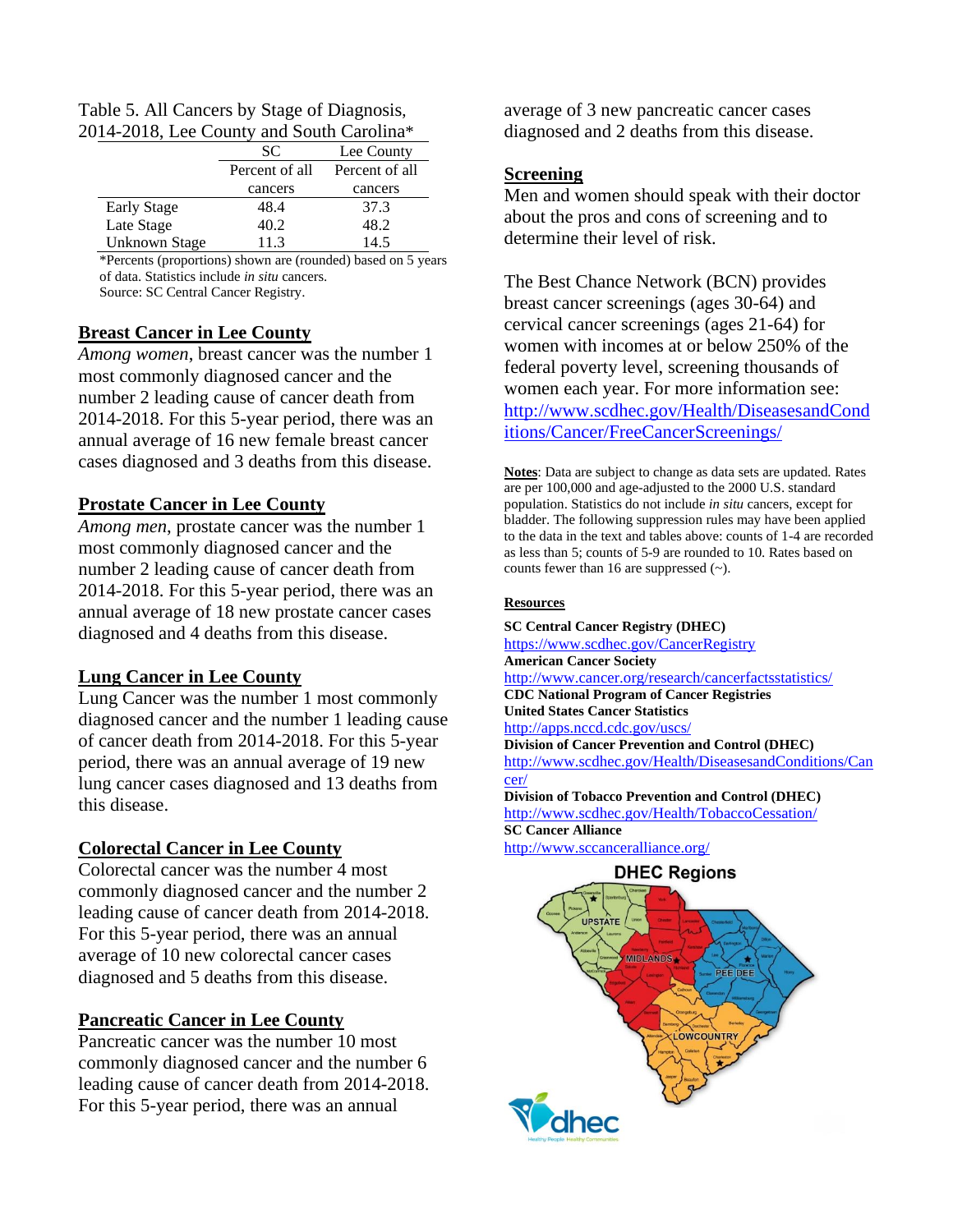Table 5. All Cancers by Stage of Diagnosis, 2014-2018, Lee County and South Carolina*

| | SC | Lee County |
|---|---|---|
| | Percent of all cancers | Percent of all cancers |
| Early Stage | 48.4 | 37.3 |
| Late Stage | 40.2 | 48.2 |
| Unknown Stage | 11.3 | 14.5 |

*Percents (proportions) shown are (rounded) based on 5 years of data. Statistics include *in situ* cancers.
Source: SC Central Cancer Registry.

## Breast Cancer in Lee County

*Among women*, breast cancer was the number 1 most commonly diagnosed cancer and the number 2 leading cause of cancer death from 2014-2018. For this 5-year period, there was an annual average of 16 new female breast cancer cases diagnosed and 3 deaths from this disease.

## Prostate Cancer in Lee County

*Among men*, prostate cancer was the number 1 most commonly diagnosed cancer and the number 2 leading cause of cancer death from 2014-2018. For this 5-year period, there was an annual average of 18 new prostate cancer cases diagnosed and 4 deaths from this disease.

## Lung Cancer in Lee County

Lung Cancer was the number 1 most commonly diagnosed cancer and the number 1 leading cause of cancer death from 2014-2018. For this 5-year period, there was an annual average of 19 new lung cancer cases diagnosed and 13 deaths from this disease.

## Colorectal Cancer in Lee County

Colorectal cancer was the number 4 most commonly diagnosed cancer and the number 2 leading cause of cancer death from 2014-2018. For this 5-year period, there was an annual average of 10 new colorectal cancer cases diagnosed and 5 deaths from this disease.

## Pancreatic Cancer in Lee County

Pancreatic cancer was the number 10 most commonly diagnosed cancer and the number 6 leading cause of cancer death from 2014-2018. For this 5-year period, there was an annual average of 3 new pancreatic cancer cases diagnosed and 2 deaths from this disease.

## Screening

Men and women should speak with their doctor about the pros and cons of screening and to determine their level of risk.

The Best Chance Network (BCN) provides breast cancer screenings (ages 30-64) and cervical cancer screenings (ages 21-64) for women with incomes at or below 250% of the federal poverty level, screening thousands of women each year. For more information see: http://www.scdhec.gov/Health/DiseasesandConditions/Cancer/FreeCancerScreenings/

**Notes**: Data are subject to change as data sets are updated. Rates are per 100,000 and age-adjusted to the 2000 U.S. standard population. Statistics do not include *in situ* cancers, except for bladder. The following suppression rules may have been applied to the data in the text and tables above: counts of 1-4 are recorded as less than 5; counts of 5-9 are rounded to 10. Rates based on counts fewer than 16 are suppressed (~).

**Resources**

**SC Central Cancer Registry (DHEC)**
https://www.scdhec.gov/CancerRegistry
**American Cancer Society**
http://www.cancer.org/research/cancerfactsstatistics/
**CDC National Program of Cancer Registries**
**United States Cancer Statistics**
http://apps.nccd.cdc.gov/uscs/
**Division of Cancer Prevention and Control (DHEC)**
http://www.scdhec.gov/Health/DiseasesandConditions/Cancer/
**Division of Tobacco Prevention and Control (DHEC)**
http://www.scdhec.gov/Health/TobaccoCessation/
**SC Cancer Alliance**
http://www.sccanceralliance.org/

DHEC Regions

UPSTATE
MIDLANDS
PEE DEE
LOWCOUNTRY

dhec
Healthy People Healthy Communities